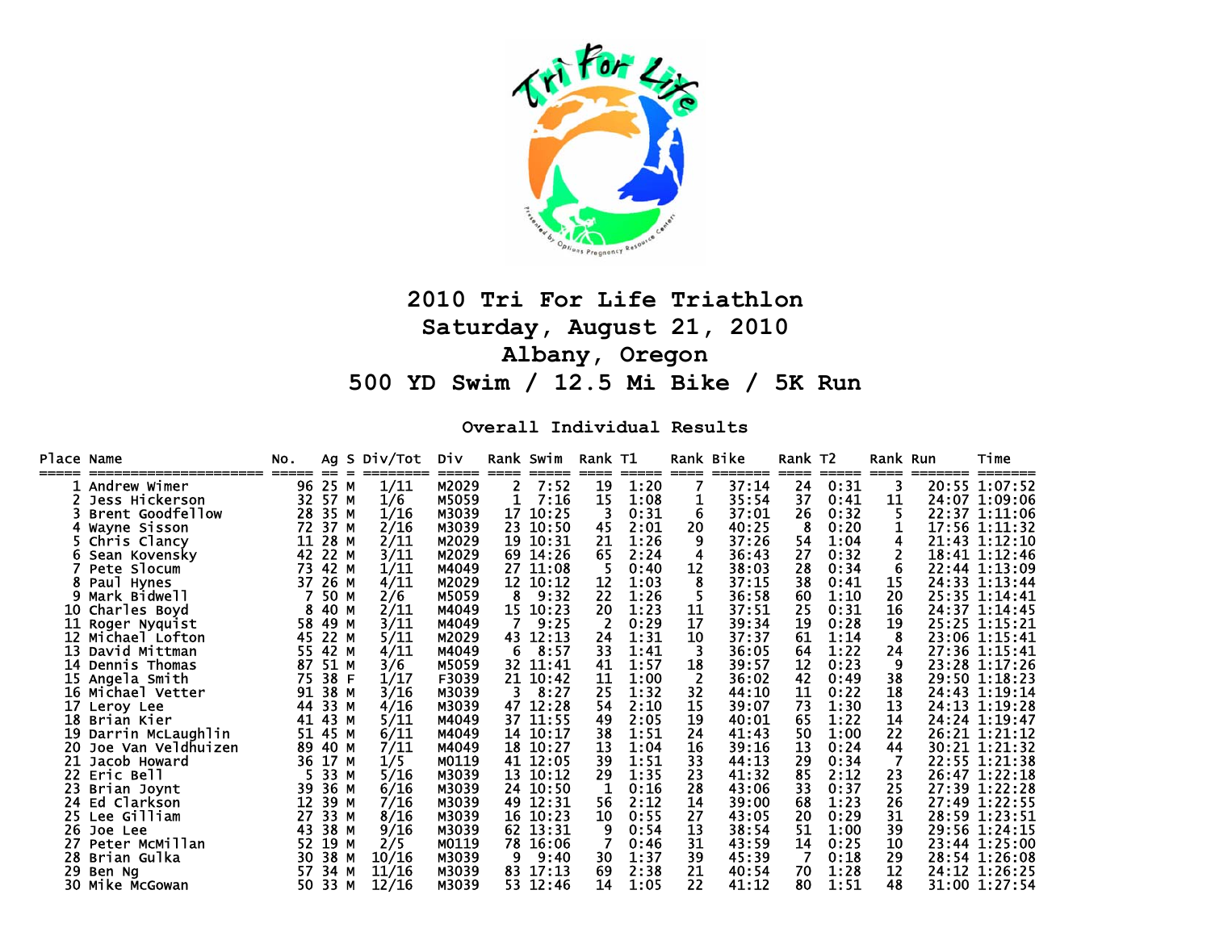# 2010 Tri For Life Triathlon

## Saturday, August 21, 2010

## Albany, Oregon

## 500 YD Swim / 12.5 Mi Bike / 5K Run

### Overall Individual Results

| Place | Name | No. | Ag | S | Div/Tot | Div | Rank | Swim | Rank | T1 | Rank | Bike | Rank | T2 | Rank | Run | Time |
|---|---|---|---|---|---|---|---|---|---|---|---|---|---|---|---|---|---|
| 1 | Andrew Wimer | 96 | 25 | M | 1/11 | M2029 | 2 | 7:52 | 19 | 1:20 | 7 | 37:14 | 24 | 0:31 | 3 | 20:55 | 1:07:52 |
| 2 | Jess Hickerson | 32 | 57 | M | 1/6 | M5059 | 1 | 7:16 | 15 | 1:08 | 1 | 35:54 | 37 | 0:41 | 11 | 24:07 | 1:09:06 |
| 3 | Brent Goodfellow | 28 | 35 | M | 1/16 | M3039 | 17 | 10:25 | 3 | 0:31 | 6 | 37:01 | 26 | 0:32 | 5 | 22:37 | 1:11:06 |
| 4 | Wayne Sisson | 72 | 37 | M | 2/16 | M3039 | 23 | 10:50 | 45 | 2:01 | 20 | 40:25 | 8 | 0:20 | 1 | 17:56 | 1:11:32 |
| 5 | Chris Clancy | 11 | 28 | M | 2/11 | M2029 | 19 | 10:31 | 21 | 1:26 | 9 | 37:26 | 54 | 1:04 | 4 | 21:43 | 1:12:10 |
| 6 | Sean Kovensky | 42 | 22 | M | 3/11 | M2029 | 69 | 14:26 | 65 | 2:24 | 4 | 36:43 | 27 | 0:32 | 2 | 18:41 | 1:12:46 |
| 7 | Pete Slocum | 73 | 42 | M | 1/11 | M4049 | 27 | 11:08 | 5 | 0:40 | 12 | 38:03 | 28 | 0:34 | 6 | 22:44 | 1:13:09 |
| 8 | Paul Hynes | 37 | 26 | M | 4/11 | M2029 | 12 | 10:12 | 12 | 1:03 | 8 | 37:15 | 38 | 0:41 | 15 | 24:33 | 1:13:44 |
| 9 | Mark Bidwell | 7 | 50 | M | 2/6 | M5059 | 8 | 9:32 | 22 | 1:26 | 5 | 36:58 | 60 | 1:10 | 20 | 25:35 | 1:14:41 |
| 10 | Charles Boyd | 8 | 40 | M | 2/11 | M4049 | 15 | 10:23 | 20 | 1:23 | 11 | 37:51 | 25 | 0:31 | 16 | 24:37 | 1:14:45 |
| 11 | Roger Nyquist | 58 | 49 | M | 3/11 | M4049 | 7 | 9:25 | 2 | 0:29 | 17 | 39:34 | 19 | 0:28 | 19 | 25:25 | 1:15:21 |
| 12 | Michael Lofton | 45 | 22 | M | 5/11 | M2029 | 43 | 12:13 | 24 | 1:31 | 10 | 37:37 | 61 | 1:14 | 8 | 23:06 | 1:15:41 |
| 13 | David Mittman | 55 | 42 | M | 4/11 | M4049 | 6 | 8:57 | 33 | 1:41 | 3 | 36:05 | 64 | 1:22 | 24 | 27:36 | 1:15:41 |
| 14 | Dennis Thomas | 87 | 51 | M | 3/6 | M5059 | 32 | 11:41 | 41 | 1:57 | 18 | 39:57 | 12 | 0:23 | 9 | 23:28 | 1:17:26 |
| 15 | Angela Smith | 75 | 38 | F | 1/17 | F3039 | 21 | 10:42 | 11 | 1:00 | 2 | 36:02 | 42 | 0:49 | 38 | 29:50 | 1:18:23 |
| 16 | Michael Vetter | 91 | 38 | M | 3/16 | M3039 | 3 | 8:27 | 25 | 1:32 | 32 | 44:10 | 11 | 0:22 | 18 | 24:43 | 1:19:14 |
| 17 | Leroy Lee | 44 | 33 | M | 4/16 | M3039 | 47 | 12:28 | 54 | 2:10 | 15 | 39:07 | 73 | 1:30 | 13 | 24:13 | 1:19:28 |
| 18 | Brian Kier | 41 | 43 | M | 5/11 | M4049 | 37 | 11:55 | 49 | 2:05 | 19 | 40:01 | 65 | 1:22 | 14 | 24:24 | 1:19:47 |
| 19 | Darrin McLaughlin | 51 | 45 | M | 6/11 | M4049 | 14 | 10:17 | 38 | 1:51 | 24 | 41:43 | 50 | 1:00 | 22 | 26:21 | 1:21:12 |
| 20 | Joe Van Veldhuizen | 89 | 40 | M | 7/11 | M4049 | 18 | 10:27 | 13 | 1:04 | 16 | 39:16 | 13 | 0:24 | 44 | 30:21 | 1:21:32 |
| 21 | Jacob Howard | 36 | 17 | M | 1/5 | M0119 | 41 | 12:05 | 39 | 1:51 | 33 | 44:13 | 29 | 0:34 | 7 | 22:55 | 1:21:38 |
| 22 | Eric Bell | 5 | 33 | M | 5/16 | M3039 | 13 | 10:12 | 29 | 1:35 | 23 | 41:32 | 85 | 2:12 | 23 | 26:47 | 1:22:18 |
| 23 | Brian Joynt | 39 | 36 | M | 6/16 | M3039 | 24 | 10:50 | 1 | 0:16 | 28 | 43:06 | 33 | 0:37 | 25 | 27:39 | 1:22:28 |
| 24 | Ed Clarkson | 12 | 39 | M | 7/16 | M3039 | 49 | 12:31 | 56 | 2:12 | 14 | 39:00 | 68 | 1:23 | 26 | 27:49 | 1:22:55 |
| 25 | Lee Gilliam | 27 | 33 | M | 8/16 | M3039 | 16 | 10:23 | 10 | 0:55 | 27 | 43:05 | 20 | 0:29 | 31 | 28:59 | 1:23:51 |
| 26 | Joe Lee | 43 | 38 | M | 9/16 | M3039 | 62 | 13:31 | 9 | 0:54 | 13 | 38:54 | 51 | 1:00 | 39 | 29:56 | 1:24:15 |
| 27 | Peter McMillan | 52 | 19 | M | 2/5 | M0119 | 78 | 16:06 | 7 | 0:46 | 31 | 43:59 | 14 | 0:25 | 10 | 23:44 | 1:25:00 |
| 28 | Brian Gulka | 30 | 38 | M | 10/16 | M3039 | 9 | 9:40 | 30 | 1:37 | 39 | 45:39 | 7 | 0:18 | 29 | 28:54 | 1:26:08 |
| 29 | Ben Ng | 57 | 34 | M | 11/16 | M3039 | 83 | 17:13 | 69 | 2:38 | 21 | 40:54 | 70 | 1:28 | 12 | 24:12 | 1:26:25 |
| 30 | Mike McGowan | 50 | 33 | M | 12/16 | M3039 | 53 | 12:46 | 14 | 1:05 | 22 | 41:12 | 80 | 1:51 | 48 | 31:00 | 1:27:54 |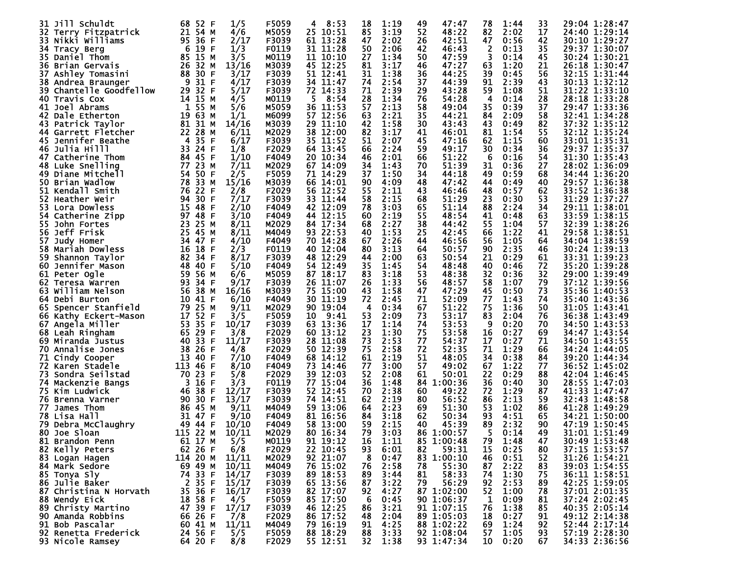| Place | Name | Bib | Age | Sex | Div Place | Division | Swim Rank | Swim | T1 Rank | T1 | Bike Rank | Bike | T2 Rank | T2 | Run Rank | Run | Total |
|---|---|---|---|---|---|---|---|---|---|---|---|---|---|---|---|---|---|
| 31 | Jill Schuldt | 68 | 52 | F | 1/5 | F5059 | 4 | 8:53 | 18 | 1:19 | 49 | 47:47 | 78 | 1:44 | 33 | 29:04 | 1:28:47 |
| 32 | Terry Fitzpatrick | 21 | 54 | M | 4/6 | M5059 | 25 | 10:51 | 85 | 3:19 | 52 | 48:22 | 82 | 2:02 | 17 | 24:40 | 1:29:14 |
| 33 | Nikki Williams | 95 | 36 | F | 2/17 | F3039 | 61 | 13:28 | 47 | 2:02 | 26 | 42:51 | 47 | 0:56 | 42 | 30:10 | 1:29:27 |
| 34 | Tracy Berg | 6 | 19 | F | 1/3 | F0119 | 31 | 11:28 | 50 | 2:06 | 42 | 46:43 | 2 | 0:13 | 35 | 29:37 | 1:30:07 |
| 35 | Daniel Thom | 85 | 15 | M | 3/5 | M0119 | 11 | 10:10 | 27 | 1:34 | 50 | 47:59 | 3 | 0:14 | 45 | 30:24 | 1:30:21 |
| 36 | Brian Gervais | 26 | 32 | M | 13/16 | M3039 | 45 | 12:25 | 81 | 3:17 | 46 | 47:27 | 63 | 1:20 | 21 | 26:18 | 1:30:47 |
| 37 | Ashley Tomasini | 88 | 30 | F | 3/17 | F3039 | 51 | 12:41 | 31 | 1:38 | 36 | 44:25 | 39 | 0:45 | 56 | 32:15 | 1:31:44 |
| 38 | Andrea Braunger | 9 | 31 | F | 4/17 | F3039 | 34 | 11:47 | 74 | 2:54 | 37 | 44:39 | 91 | 2:39 | 43 | 30:13 | 1:32:12 |
| 39 | Chantelle Goodfellow | 29 | 32 | F | 5/17 | F3039 | 72 | 14:33 | 71 | 2:39 | 29 | 43:28 | 59 | 1:08 | 51 | 31:22 | 1:33:10 |
| 40 | Travis Cox | 14 | 15 | M | 4/5 | M0119 | 5 | 8:54 | 28 | 1:34 | 76 | 54:28 | 4 | 0:14 | 28 | 28:18 | 1:33:28 |
| 41 | Joel Abrams | 1 | 55 | M | 5/6 | M5059 | 36 | 11:53 | 57 | 2:13 | 58 | 49:04 | 35 | 0:39 | 37 | 29:47 | 1:33:36 |
| 42 | Dale Etherton | 19 | 63 | M | 1/1 | M6099 | 57 | 12:56 | 63 | 2:21 | 35 | 44:21 | 84 | 2:09 | 58 | 32:41 | 1:34:28 |
| 43 | Patrick Taylor | 81 | 31 | M | 14/16 | M3039 | 29 | 11:10 | 42 | 1:58 | 30 | 43:43 | 43 | 0:49 | 82 | 37:32 | 1:35:12 |
| 44 | Garrett Fletcher | 22 | 28 | M | 6/11 | M2029 | 38 | 12:00 | 82 | 3:17 | 41 | 46:01 | 81 | 1:54 | 55 | 32:12 | 1:35:24 |
| 45 | Jennifer Beathe | 4 | 35 | F | 6/17 | F3039 | 35 | 11:52 | 51 | 2:07 | 45 | 47:16 | 62 | 1:15 | 60 | 33:01 | 1:35:31 |
| 46 | Julia Hilll | 33 | 24 | F | 1/8 | F2029 | 64 | 13:45 | 66 | 2:24 | 59 | 49:17 | 30 | 0:34 | 36 | 29:37 | 1:35:37 |
| 47 | Catherine Thom | 84 | 45 | F | 1/10 | F4049 | 20 | 10:34 | 46 | 2:01 | 66 | 51:22 | 6 | 0:16 | 54 | 31:30 | 1:35:43 |
| 48 | Luke Snelling | 77 | 23 | M | 7/11 | M2029 | 67 | 14:09 | 34 | 1:43 | 70 | 51:39 | 31 | 0:36 | 27 | 28:02 | 1:36:09 |
| 49 | Diane Mitchell | 54 | 50 | F | 2/5 | F5059 | 71 | 14:29 | 37 | 1:50 | 34 | 44:18 | 49 | 0:59 | 68 | 34:44 | 1:36:20 |
| 50 | Brian Wadlow | 78 | 33 | M | 15/16 | M3039 | 66 | 14:01 | 90 | 4:09 | 48 | 47:42 | 44 | 0:49 | 40 | 29:57 | 1:36:38 |
| 51 | Kendall Smith | 76 | 22 | F | 2/8 | F2029 | 56 | 12:52 | 55 | 2:11 | 43 | 46:46 | 48 | 0:57 | 62 | 33:52 | 1:36:38 |
| 52 | Heather Weir | 94 | 30 | F | 7/17 | F3039 | 33 | 11:44 | 58 | 2:15 | 68 | 51:29 | 23 | 0:30 | 53 | 31:29 | 1:37:27 |
| 53 | Lora Dowless | 15 | 48 | F | 2/10 | F4049 | 42 | 12:09 | 78 | 3:03 | 65 | 51:14 | 88 | 2:24 | 34 | 29:11 | 1:38:01 |
| 54 | Catherine Zipp | 97 | 48 | F | 3/10 | F4049 | 44 | 12:15 | 60 | 2:19 | 55 | 48:54 | 41 | 0:48 | 63 | 33:59 | 1:38:15 |
| 55 | John Fortes | 23 | 25 | M | 8/11 | M2029 | 84 | 17:34 | 68 | 2:27 | 38 | 44:42 | 55 | 1:04 | 57 | 32:39 | 1:38:26 |
| 56 | Jeff Frisk | 25 | 45 | M | 8/11 | M4049 | 93 | 22:53 | 40 | 1:53 | 25 | 42:45 | 66 | 1:22 | 41 | 29:58 | 1:38:51 |
| 57 | Judy Homer | 34 | 47 | F | 4/10 | F4049 | 70 | 14:28 | 67 | 2:26 | 44 | 46:56 | 56 | 1:05 | 64 | 34:04 | 1:38:59 |
| 58 | Mariah Dowless | 16 | 18 | F | 2/3 | F0119 | 40 | 12:04 | 80 | 3:13 | 64 | 50:57 | 90 | 2:35 | 46 | 30:24 | 1:39:13 |
| 59 | Shannon Taylor | 82 | 34 | F | 8/17 | F3039 | 48 | 12:29 | 44 | 2:00 | 63 | 50:54 | 21 | 0:29 | 61 | 33:31 | 1:39:23 |
| 60 | Jennifer Mason | 48 | 40 | F | 5/10 | F4049 | 54 | 12:49 | 35 | 1:45 | 54 | 48:48 | 40 | 0:46 | 72 | 35:20 | 1:39:28 |
| 61 | Peter Ogle | 59 | 56 | M | 6/6 | M5059 | 87 | 18:17 | 83 | 3:18 | 53 | 48:38 | 32 | 0:36 | 32 | 29:00 | 1:39:49 |
| 62 | Teresa Warren | 93 | 34 | F | 9/17 | F3039 | 26 | 11:07 | 26 | 1:33 | 56 | 48:57 | 58 | 1:07 | 79 | 37:12 | 1:39:56 |
| 63 | William Nelson | 56 | 38 | M | 16/16 | M3039 | 75 | 15:00 | 43 | 1:58 | 47 | 47:29 | 45 | 0:50 | 73 | 35:36 | 1:40:53 |
| 64 | Debi Burton | 10 | 41 | F | 6/10 | F4049 | 30 | 11:19 | 72 | 2:45 | 71 | 52:09 | 77 | 1:43 | 74 | 35:40 | 1:43:36 |
| 65 | Spencer Stanfield | 79 | 25 | M | 9/11 | M2029 | 90 | 19:04 | 4 | 0:34 | 67 | 51:22 | 75 | 1:36 | 50 | 31:05 | 1:43:41 |
| 66 | Kathy Eckert-Mason | 17 | 52 | F | 3/5 | F5059 | 10 | 9:41 | 53 | 2:09 | 73 | 53:17 | 83 | 2:04 | 76 | 36:38 | 1:43:49 |
| 67 | Angela Miller | 53 | 35 | F | 10/17 | F3039 | 63 | 13:36 | 17 | 1:14 | 74 | 53:53 | 9 | 0:20 | 70 | 34:50 | 1:43:53 |
| 68 | Leah Ringham | 65 | 29 | F | 3/8 | F2029 | 60 | 13:12 | 23 | 1:30 | 75 | 53:58 | 16 | 0:27 | 69 | 34:47 | 1:43:54 |
| 69 | Miranda Justus | 40 | 33 | F | 11/17 | F3039 | 28 | 11:08 | 73 | 2:53 | 77 | 54:37 | 17 | 0:27 | 71 | 34:50 | 1:43:55 |
| 70 | Annalise Jones | 13 | 40 | F | 4/8 | F2029 | 50 | 12:39 | 75 | 2:58 | 72 | 52:35 | 71 | 1:29 | 66 | 34:24 | 1:44:05 |
| 71 | Cindy Cooper | 13 | 40 | F | 7/10 | F4049 | 68 | 14:12 | 61 | 2:19 | 51 | 48:05 | 34 | 0:38 | 84 | 39:20 | 1:44:34 |
| 72 | Karen Stadele | 113 | 46 | F | 8/10 | F4049 | 73 | 14:46 | 77 | 3:00 | 57 | 49:02 | 67 | 1:22 | 77 | 36:52 | 1:45:02 |
| 73 | Sondra Seilstad | 70 | 23 | F | 5/8 | F2029 | 39 | 12:03 | 52 | 2:08 | 61 | 50:01 | 22 | 0:29 | 88 | 42:04 | 1:46:45 |
| 74 | Mackenzie Bangs | 3 | 16 | F | 3/3 | F0119 | 77 | 15:04 | 36 | 1:48 | 84 | 1:00:36 | 36 | 0:40 | 30 | 28:55 | 1:47:03 |
| 75 | Kim Ludwick | 46 | 38 | F | 12/17 | F3039 | 52 | 12:45 | 70 | 2:38 | 60 | 49:22 | 72 | 1:29 | 87 | 41:33 | 1:47:47 |
| 76 | Brenna Varner | 90 | 30 | F | 13/17 | F3039 | 74 | 14:51 | 62 | 2:19 | 80 | 56:52 | 86 | 2:13 | 59 | 32:43 | 1:48:58 |
| 77 | James Thom | 86 | 45 | M | 9/11 | M4049 | 59 | 13:06 | 64 | 2:23 | 69 | 51:30 | 53 | 1:02 | 86 | 41:28 | 1:49:29 |
| 78 | Lisa Hall | 31 | 47 | F | 9/10 | F4049 | 81 | 16:56 | 84 | 3:18 | 62 | 50:34 | 93 | 4:51 | 65 | 34:21 | 1:50:00 |
| 79 | Debra McClaughry | 49 | 44 | F | 10/10 | F4049 | 58 | 13:00 | 59 | 2:15 | 40 | 45:39 | 89 | 2:32 | 90 | 47:19 | 1:50:45 |
| 80 | Joe Sloan | 115 | 22 | M | 10/11 | M2029 | 80 | 16:34 | 79 | 3:03 | 86 | 1:00:57 | 5 | 0:14 | 49 | 31:01 | 1:51:49 |
| 81 | Brandon Penn | 61 | 17 | M | 5/5 | M0119 | 91 | 19:12 | 16 | 1:11 | 85 | 1:00:48 | 79 | 1:48 | 47 | 30:49 | 1:53:48 |
| 82 | Kelly Peters | 62 | 26 | F | 6/8 | F2029 | 22 | 10:45 | 93 | 6:01 | 82 | 59:31 | 15 | 0:25 | 80 | 37:15 | 1:53:57 |
| 83 | Logan Hagen | 114 | 20 | M | 11/11 | M2029 | 92 | 21:07 | 8 | 0:47 | 83 | 1:00:10 | 46 | 0:51 | 52 | 31:26 | 1:54:21 |
| 84 | Mark Sedore | 69 | 49 | M | 10/11 | M4049 | 76 | 15:02 | 76 | 2:58 | 78 | 55:30 | 87 | 2:22 | 83 | 39:03 | 1:54:55 |
| 85 | Tonya Sly | 74 | 33 | F | 14/17 | F3039 | 89 | 18:53 | 89 | 3:44 | 81 | 58:33 | 74 | 1:30 | 75 | 36:11 | 1:58:51 |
| 86 | Julie Baker | 2 | 35 | F | 15/17 | F3039 | 65 | 13:56 | 87 | 3:22 | 79 | 56:29 | 92 | 2:53 | 89 | 42:25 | 1:59:05 |
| 87 | Christina N Horvath | 35 | 36 | F | 16/17 | F3039 | 82 | 17:07 | 92 | 4:27 | 87 | 1:02:00 | 52 | 1:00 | 78 | 37:01 | 2:01:35 |
| 88 | Wendy Eick | 18 | 58 | F | 4/5 | F5059 | 85 | 17:50 | 6 | 0:45 | 90 | 1:06:37 | 1 | 0:09 | 81 | 37:24 | 2:02:45 |
| 89 | Christy Martino | 47 | 39 | F | 17/17 | F3039 | 46 | 12:25 | 86 | 3:21 | 91 | 1:07:15 | 76 | 1:38 | 85 | 40:35 | 2:05:14 |
| 90 | Amanda Robbins | 66 | 26 | F | 7/8 | F2029 | 86 | 17:52 | 48 | 2:04 | 89 | 1:05:03 | 18 | 0:27 | 91 | 49:12 | 2:14:38 |
| 91 | Bob Pascalar | 60 | 41 | M | 11/11 | M4049 | 79 | 16:19 | 91 | 4:25 | 88 | 1:02:22 | 69 | 1:24 | 92 | 52:44 | 2:17:14 |
| 92 | Renetta Frederick | 24 | 56 | F | 5/5 | F5059 | 88 | 18:29 | 88 | 3:33 | 92 | 1:08:04 | 57 | 1:05 | 93 | 57:19 | 2:28:30 |
| 93 | Nicole Ramsey | 64 | 20 | F | 8/8 | F2029 | 55 | 12:51 | 32 | 1:38 | 93 | 1:47:34 | 10 | 0:20 | 67 | 34:33 | 2:36:56 |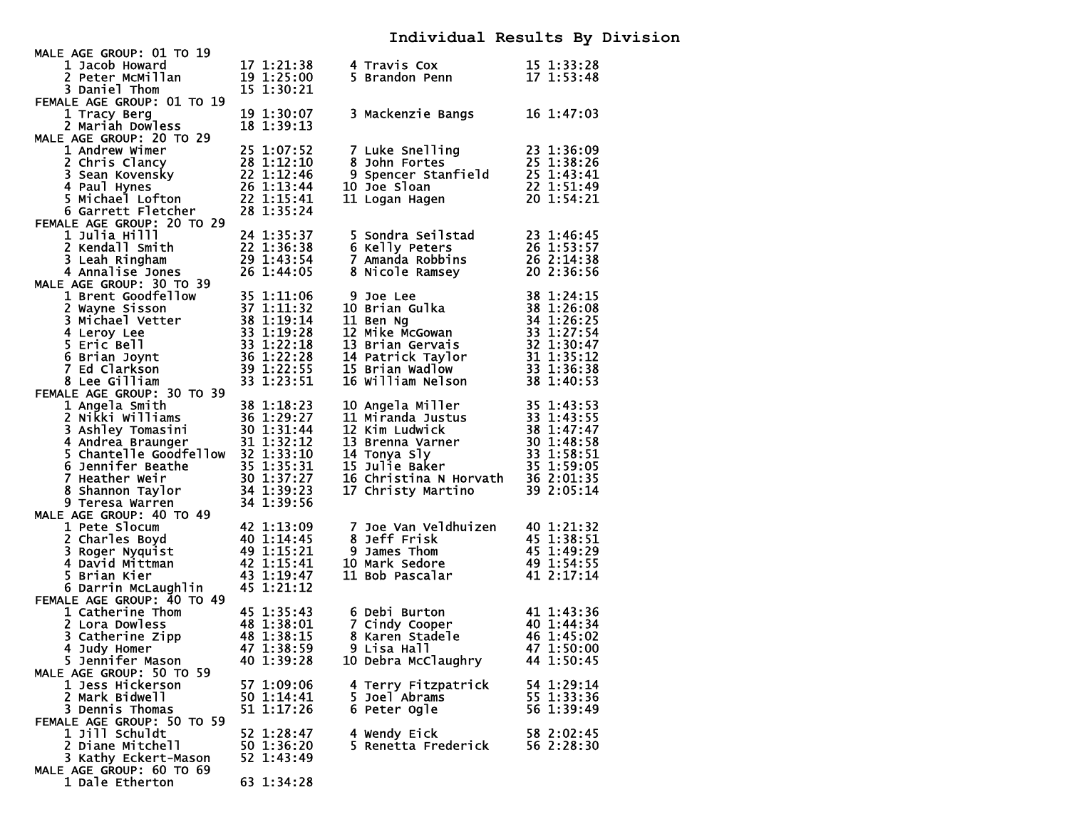# Individual Results By Division

MALE AGE GROUP: 01 TO 19

| Place | Name | Age | Time |
|---|---|---|---|
| 1 | Jacob Howard | 17 | 1:21:38 |
| 2 | Peter McMillan | 19 | 1:25:00 |
| 3 | Daniel Thom | 15 | 1:30:21 |
| 4 | Travis Cox | 15 | 1:33:28 |
| 5 | Brandon Penn | 17 | 1:53:48 |

FEMALE AGE GROUP: 01 TO 19

| Place | Name | Age | Time |
|---|---|---|---|
| 1 | Tracy Berg | 19 | 1:30:07 |
| 2 | Mariah Dowless | 18 | 1:39:13 |
| 3 | Mackenzie Bangs | 16 | 1:47:03 |

MALE AGE GROUP: 20 TO 29

| Place | Name | Age | Time |
|---|---|---|---|
| 1 | Andrew Wimer | 25 | 1:07:52 |
| 2 | Chris Clancy | 28 | 1:12:10 |
| 3 | Sean Kovensky | 22 | 1:12:46 |
| 4 | Paul Hynes | 26 | 1:13:44 |
| 5 | Michael Lofton | 22 | 1:15:41 |
| 6 | Garrett Fletcher | 28 | 1:35:24 |
| 7 | Luke Snelling | 23 | 1:36:09 |
| 8 | John Fortes | 25 | 1:38:26 |
| 9 | Spencer Stanfield | 25 | 1:43:41 |
| 10 | Joe Sloan | 22 | 1:51:49 |
| 11 | Logan Hagen | 20 | 1:54:21 |

FEMALE AGE GROUP: 20 TO 29

| Place | Name | Age | Time |
|---|---|---|---|
| 1 | Julia Hilll | 24 | 1:35:37 |
| 2 | Kendall Smith | 22 | 1:36:38 |
| 3 | Leah Ringham | 29 | 1:43:54 |
| 4 | Annalise Jones | 26 | 1:44:05 |
| 5 | Sondra Seilstad | 23 | 1:46:45 |
| 6 | Kelly Peters | 26 | 1:53:57 |
| 7 | Amanda Robbins | 26 | 2:14:38 |
| 8 | Nicole Ramsey | 20 | 2:36:56 |

MALE AGE GROUP: 30 TO 39

| Place | Name | Age | Time |
|---|---|---|---|
| 1 | Brent Goodfellow | 35 | 1:11:06 |
| 2 | Wayne Sisson | 37 | 1:11:32 |
| 3 | Michael Vetter | 38 | 1:19:14 |
| 4 | Leroy Lee | 33 | 1:19:28 |
| 5 | Eric Bell | 33 | 1:22:18 |
| 6 | Brian Joynt | 36 | 1:22:28 |
| 7 | Ed Clarkson | 39 | 1:22:55 |
| 8 | Lee Gilliam | 33 | 1:23:51 |
| 9 | Joe Lee | 38 | 1:24:15 |
| 10 | Brian Gulka | 38 | 1:26:08 |
| 11 | Ben Ng | 34 | 1:26:25 |
| 12 | Mike McGowan | 33 | 1:27:54 |
| 13 | Brian Gervais | 32 | 1:30:47 |
| 14 | Patrick Taylor | 31 | 1:35:12 |
| 15 | Brian Wadlow | 33 | 1:36:38 |
| 16 | William Nelson | 38 | 1:40:53 |

FEMALE AGE GROUP: 30 TO 39

| Place | Name | Age | Time |
|---|---|---|---|
| 1 | Angela Smith | 38 | 1:18:23 |
| 2 | Nikki Williams | 36 | 1:29:27 |
| 3 | Ashley Tomasini | 30 | 1:31:44 |
| 4 | Andrea Braunger | 31 | 1:32:12 |
| 5 | Chantelle Goodfellow | 32 | 1:33:10 |
| 6 | Jennifer Beathe | 35 | 1:35:31 |
| 7 | Heather Weir | 30 | 1:37:27 |
| 8 | Shannon Taylor | 34 | 1:39:23 |
| 9 | Teresa Warren | 34 | 1:39:56 |
| 10 | Angela Miller | 35 | 1:43:53 |
| 11 | Miranda Justus | 33 | 1:43:55 |
| 12 | Kim Ludwick | 38 | 1:47:47 |
| 13 | Brenna Varner | 30 | 1:48:58 |
| 14 | Tonya Sly | 33 | 1:58:51 |
| 15 | Julie Baker | 35 | 1:59:05 |
| 16 | Christina N Horvath | 36 | 2:01:35 |
| 17 | Christy Martino | 39 | 2:05:14 |

MALE AGE GROUP: 40 TO 49

| Place | Name | Age | Time |
|---|---|---|---|
| 1 | Pete Slocum | 42 | 1:13:09 |
| 2 | Charles Boyd | 40 | 1:14:45 |
| 3 | Roger Nyquist | 49 | 1:15:21 |
| 4 | David Mittman | 42 | 1:15:41 |
| 5 | Brian Kier | 43 | 1:19:47 |
| 6 | Darrin McLaughlin | 45 | 1:21:12 |
| 7 | Joe Van Veldhuizen | 40 | 1:21:32 |
| 8 | Jeff Frisk | 45 | 1:38:51 |
| 9 | James Thom | 45 | 1:49:29 |
| 10 | Mark Sedore | 49 | 1:54:55 |
| 11 | Bob Pascalar | 41 | 2:17:14 |

FEMALE AGE GROUP: 40 TO 49

| Place | Name | Age | Time |
|---|---|---|---|
| 1 | Catherine Thom | 45 | 1:35:43 |
| 2 | Lora Dowless | 48 | 1:38:01 |
| 3 | Catherine Zipp | 48 | 1:38:15 |
| 4 | Judy Homer | 47 | 1:38:59 |
| 5 | Jennifer Mason | 40 | 1:39:28 |
| 6 | Debi Burton | 41 | 1:43:36 |
| 7 | Cindy Cooper | 40 | 1:44:34 |
| 8 | Karen Stadele | 46 | 1:45:02 |
| 9 | Lisa Hall | 47 | 1:50:00 |
| 10 | Debra McClaughry | 44 | 1:50:45 |

MALE AGE GROUP: 50 TO 59

| Place | Name | Age | Time |
|---|---|---|---|
| 1 | Jess Hickerson | 57 | 1:09:06 |
| 2 | Mark Bidwell | 50 | 1:14:41 |
| 3 | Dennis Thomas | 51 | 1:17:26 |
| 4 | Terry Fitzpatrick | 54 | 1:29:14 |
| 5 | Joel Abrams | 55 | 1:33:36 |
| 6 | Peter Ogle | 56 | 1:39:49 |

FEMALE AGE GROUP: 50 TO 59

| Place | Name | Age | Time |
|---|---|---|---|
| 1 | Jill Schuldt | 52 | 1:28:47 |
| 2 | Diane Mitchell | 50 | 1:36:20 |
| 3 | Kathy Eckert-Mason | 52 | 1:43:49 |
| 4 | Wendy Eick | 58 | 2:02:45 |
| 5 | Renetta Frederick | 56 | 2:28:30 |

MALE AGE GROUP: 60 TO 69

| Place | Name | Age | Time |
|---|---|---|---|
| 1 | Dale Etherton | 63 | 1:34:28 |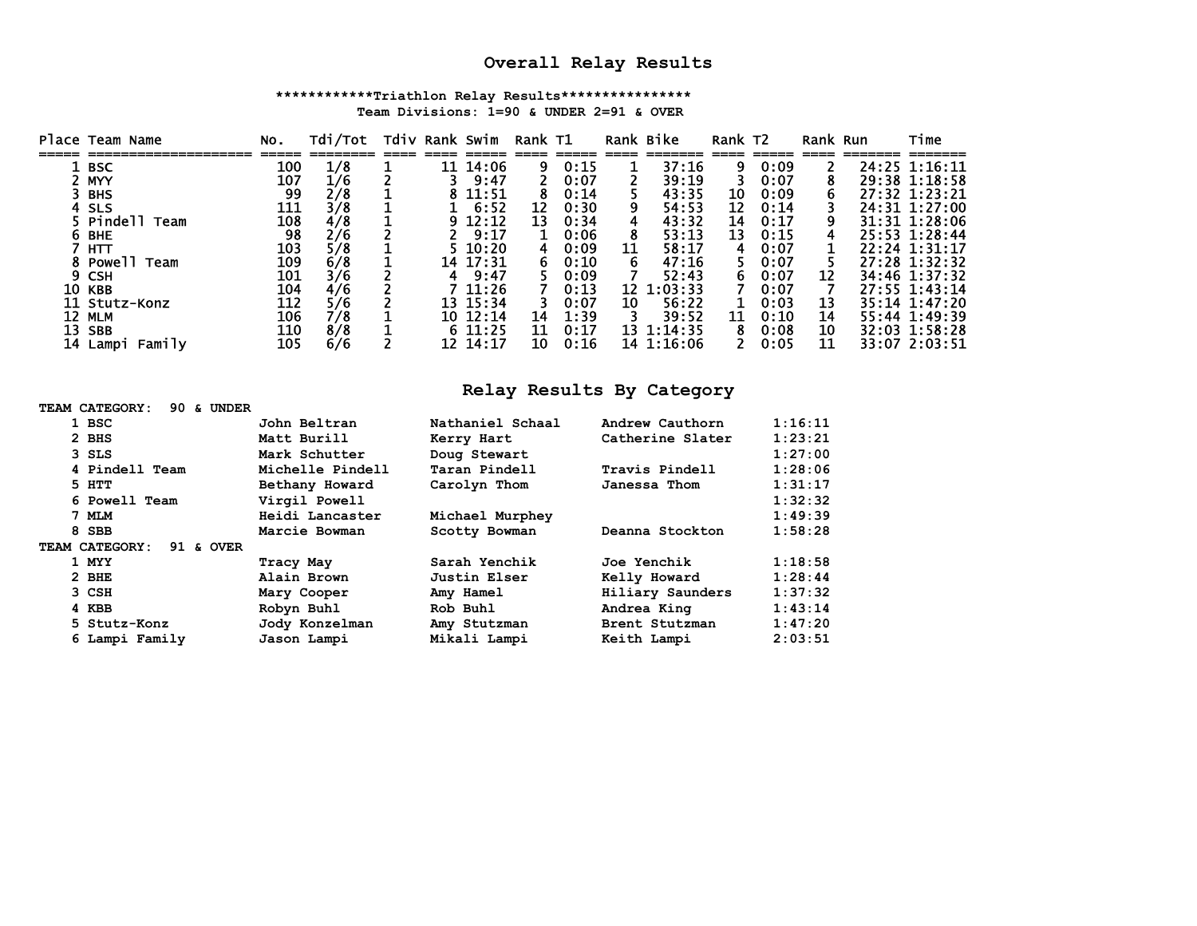# Overall Relay Results

**************Triathlon Relay Results*****************

Team Divisions: 1=90 & UNDER 2=91 & OVER

| Place | Team Name | No. | Tdi/Tot | Tdiv | Rank | Swim | Rank | T1 | Rank | Bike | Rank | T2 | Rank | Run | Time |
|---|---|---|---|---|---|---|---|---|---|---|---|---|---|---|---|
| 1 | BSC | 100 | 1/8 | 1 | 11 | 14:06 | 9 | 0:15 | 1 | 37:16 | 9 | 0:09 | 2 | 24:25 | 1:16:11 |
| 2 | MYY | 107 | 1/6 | 2 | 3 | 9:47 | 2 | 0:07 | 2 | 39:19 | 3 | 0:07 | 8 | 29:38 | 1:18:58 |
| 3 | BHS | 99 | 2/8 | 1 | 8 | 11:51 | 8 | 0:14 | 5 | 43:35 | 10 | 0:09 | 6 | 27:32 | 1:23:21 |
| 4 | SLS | 111 | 3/8 | 1 | 1 | 6:52 | 12 | 0:30 | 9 | 54:53 | 12 | 0:14 | 3 | 24:31 | 1:27:00 |
| 5 | Pindell Team | 108 | 4/8 | 1 | 9 | 12:12 | 13 | 0:34 | 4 | 43:32 | 14 | 0:17 | 9 | 31:31 | 1:28:06 |
| 6 | BHE | 98 | 2/6 | 2 | 2 | 9:17 | 1 | 0:06 | 8 | 53:13 | 13 | 0:15 | 4 | 25:53 | 1:28:44 |
| 7 | HTT | 103 | 5/8 | 1 | 5 | 10:20 | 4 | 0:09 | 11 | 58:17 | 4 | 0:07 | 1 | 22:24 | 1:31:17 |
| 8 | Powell Team | 109 | 6/8 | 1 | 14 | 17:31 | 6 | 0:10 | 6 | 47:16 | 5 | 0:07 | 5 | 27:28 | 1:32:32 |
| 9 | CSH | 101 | 3/6 | 2 | 4 | 9:47 | 5 | 0:09 | 7 | 52:43 | 6 | 0:07 | 12 | 34:46 | 1:37:32 |
| 10 | KBB | 104 | 4/6 | 2 | 7 | 11:26 | 7 | 0:13 | 12 | 1:03:33 | 7 | 0:07 | 7 | 27:55 | 1:43:14 |
| 11 | Stutz-Konz | 112 | 5/6 | 2 | 13 | 15:34 | 3 | 0:07 | 10 | 56:22 | 1 | 0:03 | 13 | 35:14 | 1:47:20 |
| 12 | MLM | 106 | 7/8 | 1 | 10 | 12:14 | 14 | 1:39 | 3 | 39:52 | 11 | 0:10 | 14 | 55:44 | 1:49:39 |
| 13 | SBB | 110 | 8/8 | 1 | 6 | 11:25 | 11 | 0:17 | 13 | 1:14:35 | 8 | 0:08 | 10 | 32:03 | 1:58:28 |
| 14 | Lampi Family | 105 | 6/6 | 2 | 12 | 14:17 | 10 | 0:16 | 14 | 1:16:06 | 2 | 0:05 | 11 | 33:07 | 2:03:51 |

# Relay Results By Category

**TEAM CATEGORY: 90 & UNDER**

| | | | | | |
|---|---|---|---|---|---|
| 1 | BSC | John Beltran | Nathaniel Schaal | Andrew Cauthorn | 1:16:11 |
| 2 | BHS | Matt Burill | Kerry Hart | Catherine Slater | 1:23:21 |
| 3 | SLS | Mark Schutter | Doug Stewart | | 1:27:00 |
| 4 | Pindell Team | Michelle Pindell | Taran Pindell | Travis Pindell | 1:28:06 |
| 5 | HTT | Bethany Howard | Carolyn Thom | Janessa Thom | 1:31:17 |
| 6 | Powell Team | Virgil Powell | | | 1:32:32 |
| 7 | MLM | Heidi Lancaster | Michael Murphey | | 1:49:39 |
| 8 | SBB | Marcie Bowman | Scotty Bowman | Deanna Stockton | 1:58:28 |

**TEAM CATEGORY: 91 & OVER**

| | | | | | |
|---|---|---|---|---|---|
| 1 | MYY | Tracy May | Sarah Yenchik | Joe Yenchik | 1:18:58 |
| 2 | BHE | Alain Brown | Justin Elser | Kelly Howard | 1:28:44 |
| 3 | CSH | Mary Cooper | Amy Hamel | Hiliary Saunders | 1:37:32 |
| 4 | KBB | Robyn Buhl | Rob Buhl | Andrea King | 1:43:14 |
| 5 | Stutz-Konz | Jody Konzelman | Amy Stutzman | Brent Stutzman | 1:47:20 |
| 6 | Lampi Family | Jason Lampi | Mikali Lampi | Keith Lampi | 2:03:51 |